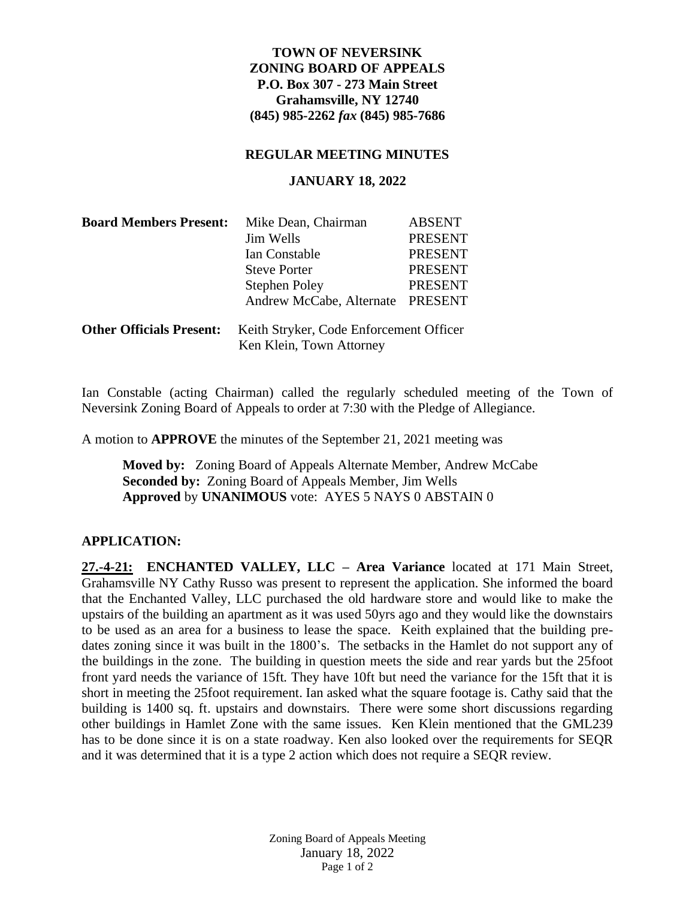**TOWN OF NEVERSINK**
**ZONING BOARD OF APPEALS**
**P.O. Box 307 - 273 Main Street**
**Grahamsville, NY 12740**
**(845) 985-2262 *fax* (845) 985-7686**

**REGULAR MEETING MINUTES**

**JANUARY 18, 2022**

| **Board Members Present:** | Mike Dean, Chairman | ABSENT |
|---|---|---|
| | Jim Wells | PRESENT |
| | Ian Constable | PRESENT |
| | Steve Porter | PRESENT |
| | Stephen Poley | PRESENT |
| | Andrew McCabe, Alternate | PRESENT |

**Other Officials Present:** Keith Stryker, Code Enforcement Officer
Ken Klein, Town Attorney

Ian Constable (acting Chairman) called the regularly scheduled meeting of the Town of Neversink Zoning Board of Appeals to order at 7:30 with the Pledge of Allegiance.

A motion to **APPROVE** the minutes of the September 21, 2021 meeting was

> **Moved by:** Zoning Board of Appeals Alternate Member, Andrew McCabe
> **Seconded by:** Zoning Board of Appeals Member, Jim Wells
> **Approved** by **UNANIMOUS** vote: AYES 5 NAYS 0 ABSTAIN 0

**APPLICATION:**

**27.-4-21: ENCHANTED VALLEY, LLC – Area Variance** located at 171 Main Street, Grahamsville NY Cathy Russo was present to represent the application. She informed the board that the Enchanted Valley, LLC purchased the old hardware store and would like to make the upstairs of the building an apartment as it was used 50yrs ago and they would like the downstairs to be used as an area for a business to lease the space. Keith explained that the building pre-dates zoning since it was built in the 1800's. The setbacks in the Hamlet do not support any of the buildings in the zone. The building in question meets the side and rear yards but the 25foot front yard needs the variance of 15ft. They have 10ft but need the variance for the 15ft that it is short in meeting the 25foot requirement. Ian asked what the square footage is. Cathy said that the building is 1400 sq. ft. upstairs and downstairs. There were some short discussions regarding other buildings in Hamlet Zone with the same issues. Ken Klein mentioned that the GML239 has to be done since it is on a state roadway. Ken also looked over the requirements for SEQR and it was determined that it is a type 2 action which does not require a SEQR review.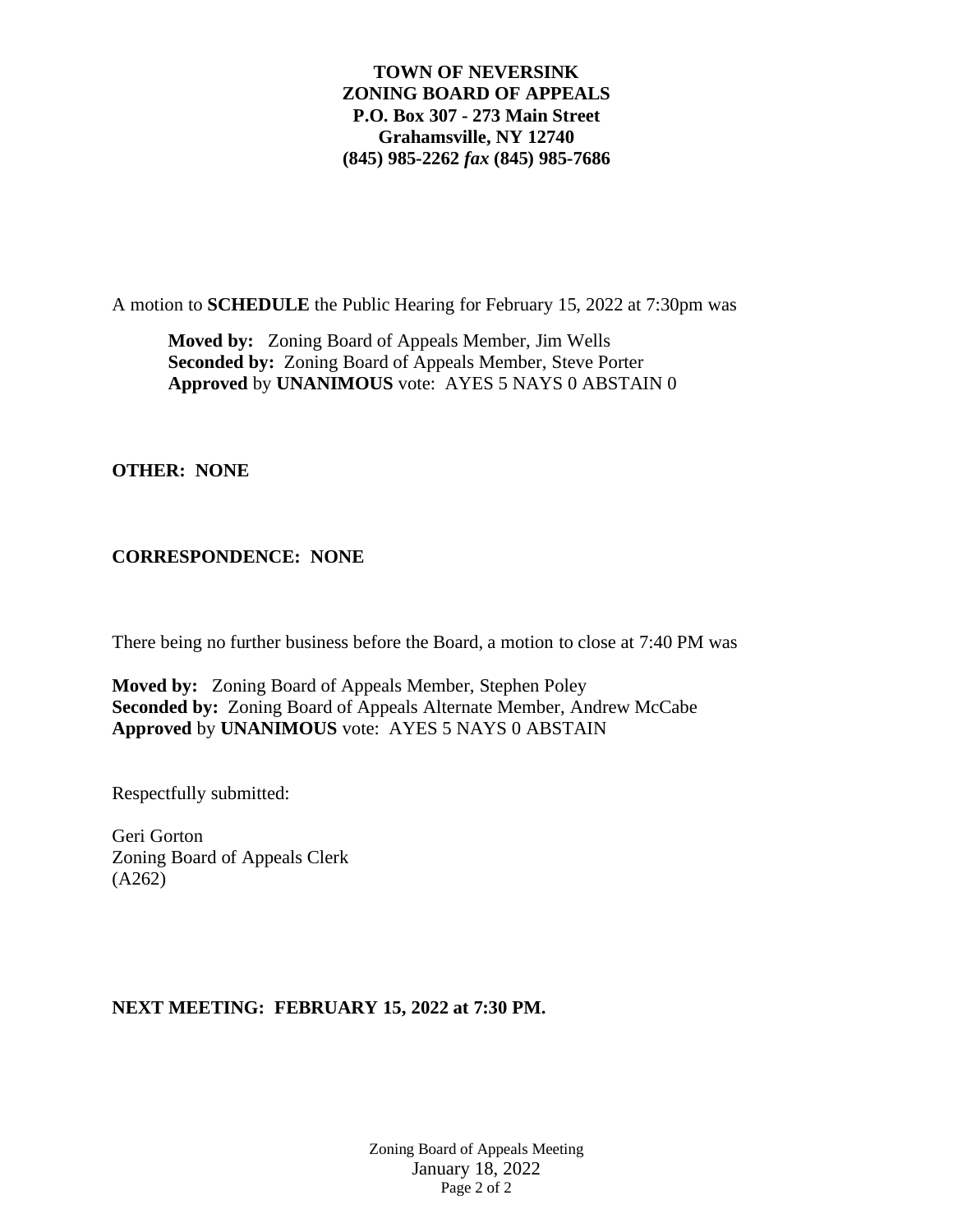**TOWN OF NEVERSINK**
**ZONING BOARD OF APPEALS**
**P.O. Box 307 - 273 Main Street**
**Grahamsville, NY 12740**
**(845) 985-2262 *fax* (845) 985-7686**

A motion to **SCHEDULE** the Public Hearing for February 15, 2022 at 7:30pm was

> **Moved by:** Zoning Board of Appeals Member, Jim Wells
> **Seconded by:** Zoning Board of Appeals Member, Steve Porter
> **Approved** by **UNANIMOUS** vote: AYES 5 NAYS 0 ABSTAIN 0

**OTHER: NONE**

**CORRESPONDENCE: NONE**

There being no further business before the Board, a motion to close at 7:40 PM was

**Moved by:** Zoning Board of Appeals Member, Stephen Poley
**Seconded by:** Zoning Board of Appeals Alternate Member, Andrew McCabe
**Approved** by **UNANIMOUS** vote: AYES 5 NAYS 0 ABSTAIN

Respectfully submitted:

Geri Gorton
Zoning Board of Appeals Clerk
(A262)

**NEXT MEETING: FEBRUARY 15, 2022 at 7:30 PM.**

Zoning Board of Appeals Meeting
January 18, 2022